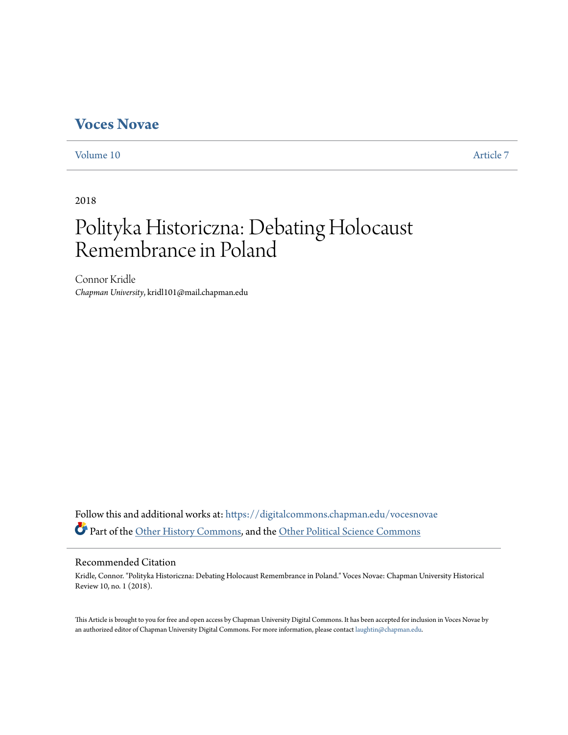# Voces Novae

Volume 10 | Article 7

2018

# Polityka Historiczna: Debating Holocaust Remembrance in Poland

Connor Kridle
*Chapman University*, kridl101@mail.chapman.edu

Follow this and additional works at: https://digitalcommons.chapman.edu/vocesnovae

Part of the Other History Commons, and the Other Political Science Commons

## Recommended Citation

Kridle, Connor. "Polityka Historiczna: Debating Holocaust Remembrance in Poland." Voces Novae: Chapman University Historical Review 10, no. 1 (2018).

This Article is brought to you for free and open access by Chapman University Digital Commons. It has been accepted for inclusion in Voces Novae by an authorized editor of Chapman University Digital Commons. For more information, please contact laughtin@chapman.edu.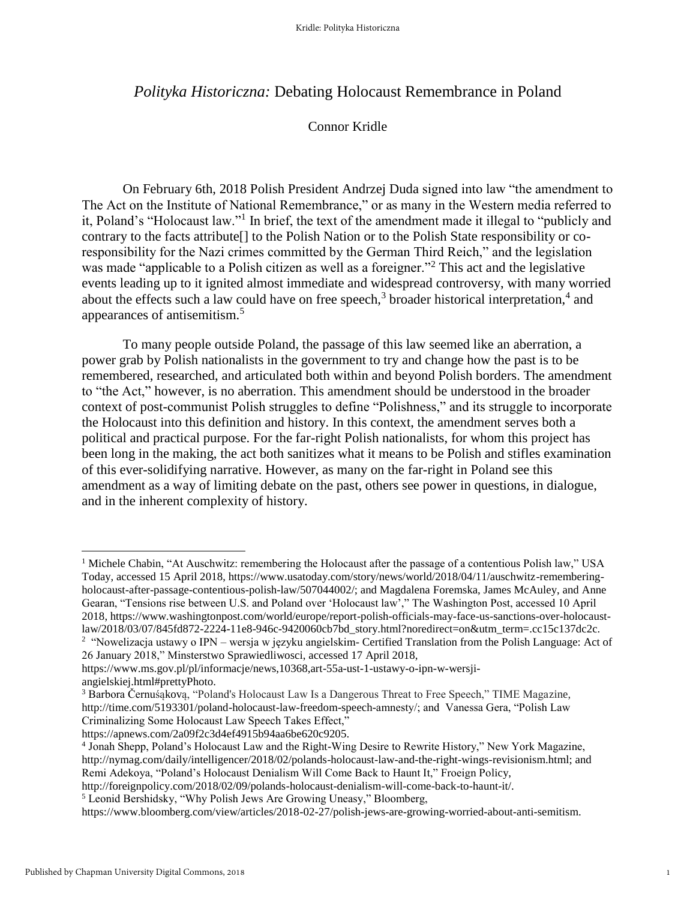# *Polityka Historiczna:* Debating Holocaust Remembrance in Poland

Connor Kridle

On February 6th, 2018 Polish President Andrzej Duda signed into law "the amendment to The Act on the Institute of National Remembrance," or as many in the Western media referred to it, Poland's "Holocaust law."[1] In brief, the text of the amendment made it illegal to "publicly and contrary to the facts attribute[] to the Polish Nation or to the Polish State responsibility or co-responsibility for the Nazi crimes committed by the German Third Reich," and the legislation was made "applicable to a Polish citizen as well as a foreigner."[2] This act and the legislative events leading up to it ignited almost immediate and widespread controversy, with many worried about the effects such a law could have on free speech,[3] broader historical interpretation,[4] and appearances of antisemitism.[5]

To many people outside Poland, the passage of this law seemed like an aberration, a power grab by Polish nationalists in the government to try and change how the past is to be remembered, researched, and articulated both within and beyond Polish borders. The amendment to "the Act," however, is no aberration. This amendment should be understood in the broader context of post-communist Polish struggles to define "Polishness," and its struggle to incorporate the Holocaust into this definition and history. In this context, the amendment serves both a political and practical purpose. For the far-right Polish nationalists, for whom this project has been long in the making, the act both sanitizes what it means to be Polish and stifles examination of this ever-solidifying narrative. However, as many on the far-right in Poland see this amendment as a way of limiting debate on the past, others see power in questions, in dialogue, and in the inherent complexity of history.

---

[1] Michele Chabin, "At Auschwitz: remembering the Holocaust after the passage of a contentious Polish law," USA Today, accessed 15 April 2018, https://www.usatoday.com/story/news/world/2018/04/11/auschwitz-remembering-holocaust-after-passage-contentious-polish-law/507044002/; and Magdalena Foremska, James McAuley, and Anne Gearan, "Tensions rise between U.S. and Poland over 'Holocaust law'," The Washington Post, accessed 10 April 2018, https://www.washingtonpost.com/world/europe/report-polish-officials-may-face-us-sanctions-over-holocaust-law/2018/03/07/845fd872-2224-11e8-946c-9420060cb7bd_story.html?noredirect=on&utm_term=.cc15c137dc2c.

[2] "Nowelizacja ustawy o IPN – wersja w języku angielskim- Certified Translation from the Polish Language: Act of 26 January 2018," Minsterstwo Sprawiedliwosci, accessed 17 April 2018, https://www.ms.gov.pl/pl/informacje/news,10368,art-55a-ust-1-ustawy-o-ipn-w-wersji-angielskiej.html#prettyPhoto.

[3] Barbora Černušáková, "Poland's Holocaust Law Is a Dangerous Threat to Free Speech," TIME Magazine, http://time.com/5193301/poland-holocaust-law-freedom-speech-amnesty/; and Vanessa Gera, "Polish Law Criminalizing Some Holocaust Law Speech Takes Effect," https://apnews.com/2a09f2c3d4ef4915b94aa6be620c9205.

[4] Jonah Shepp, Poland's Holocaust Law and the Right-Wing Desire to Rewrite History," New York Magazine, http://nymag.com/daily/intelligencer/2018/02/polands-holocaust-law-and-the-right-wings-revisionism.html; and Remi Adekoya, "Poland's Holocaust Denialism Will Come Back to Haunt It," Froeign Policy, http://foreignpolicy.com/2018/02/09/polands-holocaust-denialism-will-come-back-to-haunt-it/.

[5] Leonid Bershidsky, "Why Polish Jews Are Growing Uneasy," Bloomberg, https://www.bloomberg.com/view/articles/2018-02-27/polish-jews-are-growing-worried-about-anti-semitism.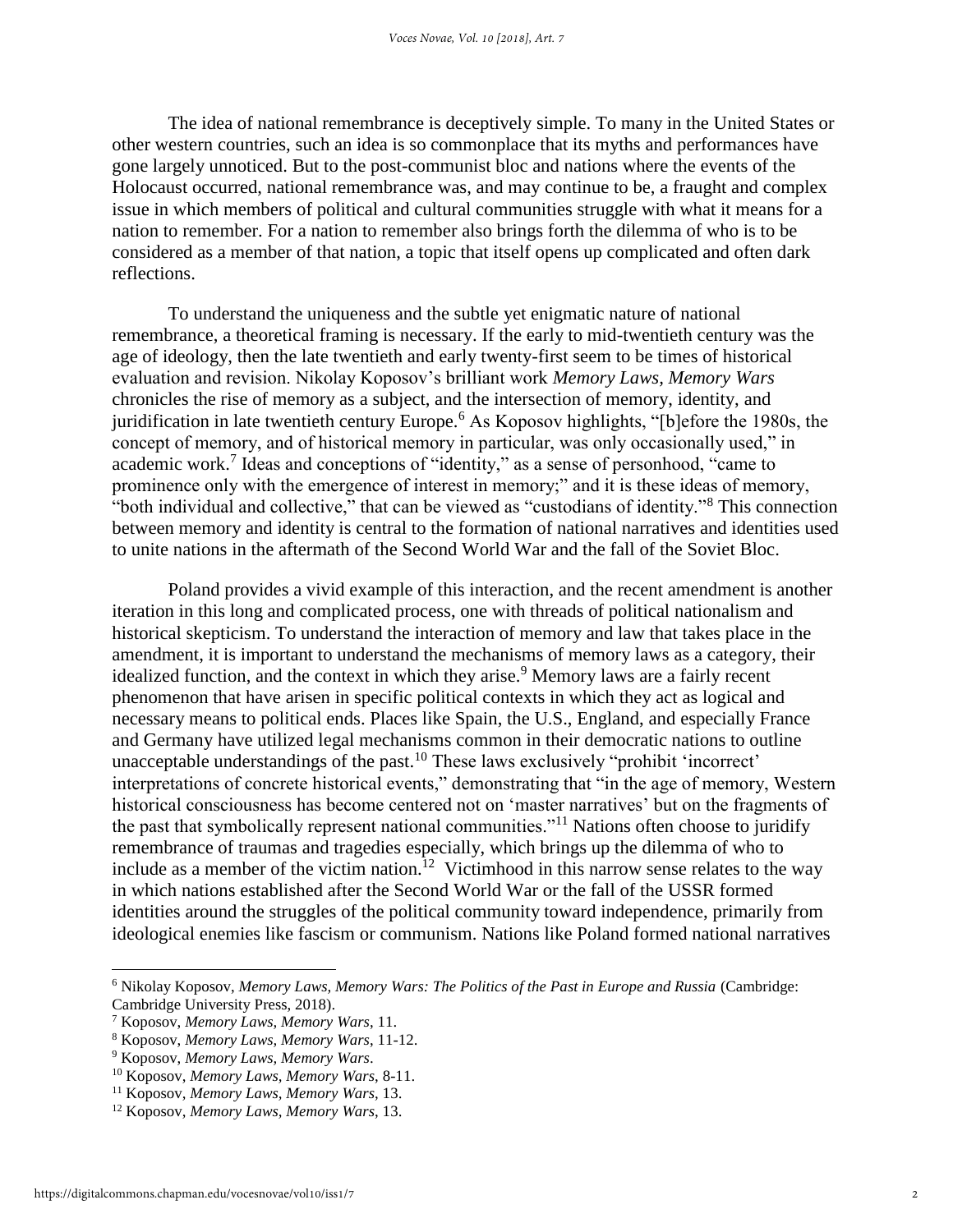The idea of national remembrance is deceptively simple. To many in the United States or other western countries, such an idea is so commonplace that its myths and performances have gone largely unnoticed. But to the post-communist bloc and nations where the events of the Holocaust occurred, national remembrance was, and may continue to be, a fraught and complex issue in which members of political and cultural communities struggle with what it means for a nation to remember. For a nation to remember also brings forth the dilemma of who is to be considered as a member of that nation, a topic that itself opens up complicated and often dark reflections.

To understand the uniqueness and the subtle yet enigmatic nature of national remembrance, a theoretical framing is necessary. If the early to mid-twentieth century was the age of ideology, then the late twentieth and early twenty-first seem to be times of historical evaluation and revision. Nikolay Koposov's brilliant work *Memory Laws, Memory Wars* chronicles the rise of memory as a subject, and the intersection of memory, identity, and juridification in late twentieth century Europe.[6] As Koposov highlights, "[b]efore the 1980s, the concept of memory, and of historical memory in particular, was only occasionally used," in academic work.[7] Ideas and conceptions of "identity," as a sense of personhood, "came to prominence only with the emergence of interest in memory;" and it is these ideas of memory, "both individual and collective," that can be viewed as "custodians of identity."[8] This connection between memory and identity is central to the formation of national narratives and identities used to unite nations in the aftermath of the Second World War and the fall of the Soviet Bloc.

Poland provides a vivid example of this interaction, and the recent amendment is another iteration in this long and complicated process, one with threads of political nationalism and historical skepticism. To understand the interaction of memory and law that takes place in the amendment, it is important to understand the mechanisms of memory laws as a category, their idealized function, and the context in which they arise.[9] Memory laws are a fairly recent phenomenon that have arisen in specific political contexts in which they act as logical and necessary means to political ends. Places like Spain, the U.S., England, and especially France and Germany have utilized legal mechanisms common in their democratic nations to outline unacceptable understandings of the past.[10] These laws exclusively "prohibit 'incorrect' interpretations of concrete historical events," demonstrating that "in the age of memory, Western historical consciousness has become centered not on 'master narratives' but on the fragments of the past that symbolically represent national communities."[11] Nations often choose to juridify remembrance of traumas and tragedies especially, which brings up the dilemma of who to include as a member of the victim nation.[12] Victimhood in this narrow sense relates to the way in which nations established after the Second World War or the fall of the USSR formed identities around the struggles of the political community toward independence, primarily from ideological enemies like fascism or communism. Nations like Poland formed national narratives

---

[6] Nikolay Koposov, *Memory Laws, Memory Wars: The Politics of the Past in Europe and Russia* (Cambridge: Cambridge University Press, 2018).

[7] Koposov, *Memory Laws, Memory Wars*, 11.

[8] Koposov, *Memory Laws, Memory Wars*, 11-12.

[9] Koposov, *Memory Laws, Memory Wars*.

[10] Koposov, *Memory Laws, Memory Wars*, 8-11.

[11] Koposov, *Memory Laws, Memory Wars*, 13.

[12] Koposov, *Memory Laws, Memory Wars*, 13.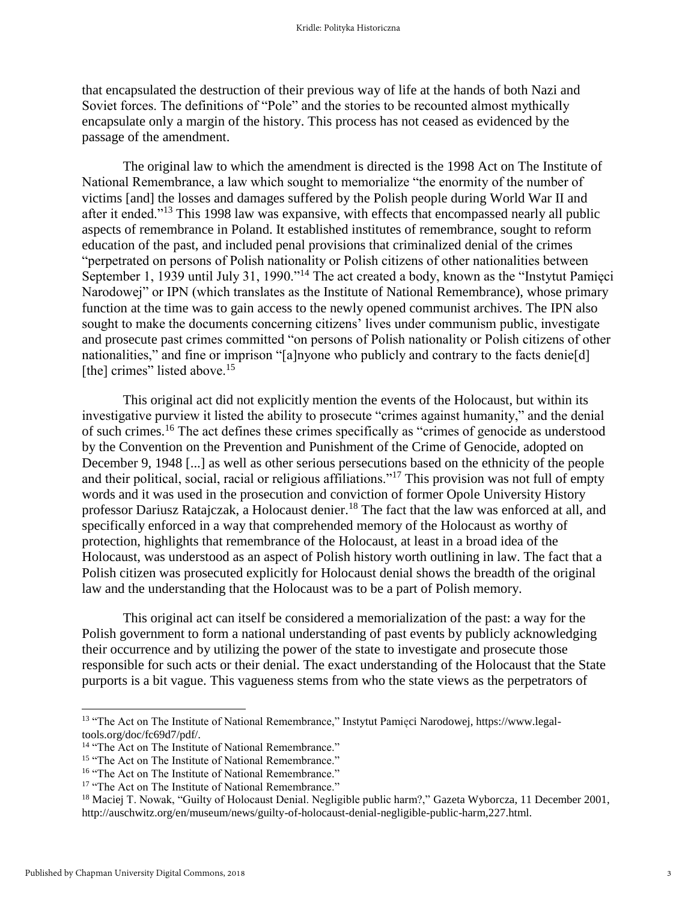that encapsulated the destruction of their previous way of life at the hands of both Nazi and Soviet forces. The definitions of "Pole" and the stories to be recounted almost mythically encapsulate only a margin of the history. This process has not ceased as evidenced by the passage of the amendment.

The original law to which the amendment is directed is the 1998 Act on The Institute of National Remembrance, a law which sought to memorialize "the enormity of the number of victims [and] the losses and damages suffered by the Polish people during World War II and after it ended."[13] This 1998 law was expansive, with effects that encompassed nearly all public aspects of remembrance in Poland. It established institutes of remembrance, sought to reform education of the past, and included penal provisions that criminalized denial of the crimes "perpetrated on persons of Polish nationality or Polish citizens of other nationalities between September 1, 1939 until July 31, 1990."[14] The act created a body, known as the "Instytut Pamięci Narodowej" or IPN (which translates as the Institute of National Remembrance), whose primary function at the time was to gain access to the newly opened communist archives. The IPN also sought to make the documents concerning citizens' lives under communism public, investigate and prosecute past crimes committed "on persons of Polish nationality or Polish citizens of other nationalities," and fine or imprison "[a]nyone who publicly and contrary to the facts denie[d] [the] crimes" listed above.[15]

This original act did not explicitly mention the events of the Holocaust, but within its investigative purview it listed the ability to prosecute "crimes against humanity," and the denial of such crimes.[16] The act defines these crimes specifically as "crimes of genocide as understood by the Convention on the Prevention and Punishment of the Crime of Genocide, adopted on December 9, 1948 [...] as well as other serious persecutions based on the ethnicity of the people and their political, social, racial or religious affiliations."[17] This provision was not full of empty words and it was used in the prosecution and conviction of former Opole University History professor Dariusz Ratajczak, a Holocaust denier.[18] The fact that the law was enforced at all, and specifically enforced in a way that comprehended memory of the Holocaust as worthy of protection, highlights that remembrance of the Holocaust, at least in a broad idea of the Holocaust, was understood as an aspect of Polish history worth outlining in law. The fact that a Polish citizen was prosecuted explicitly for Holocaust denial shows the breadth of the original law and the understanding that the Holocaust was to be a part of Polish memory.

This original act can itself be considered a memorialization of the past: a way for the Polish government to form a national understanding of past events by publicly acknowledging their occurrence and by utilizing the power of the state to investigate and prosecute those responsible for such acts or their denial. The exact understanding of the Holocaust that the State purports is a bit vague. This vagueness stems from who the state views as the perpetrators of

---

[13] "The Act on The Institute of National Remembrance," Instytut Pamięci Narodowej, https://www.legal-tools.org/doc/fc69d7/pdf/.

[14] "The Act on The Institute of National Remembrance."

[15] "The Act on The Institute of National Remembrance."

[16] "The Act on The Institute of National Remembrance."

[17] "The Act on The Institute of National Remembrance."

[18] Maciej T. Nowak, "Guilty of Holocaust Denial. Negligible public harm?," Gazeta Wyborcza, 11 December 2001, http://auschwitz.org/en/museum/news/guilty-of-holocaust-denial-negligible-public-harm,227.html.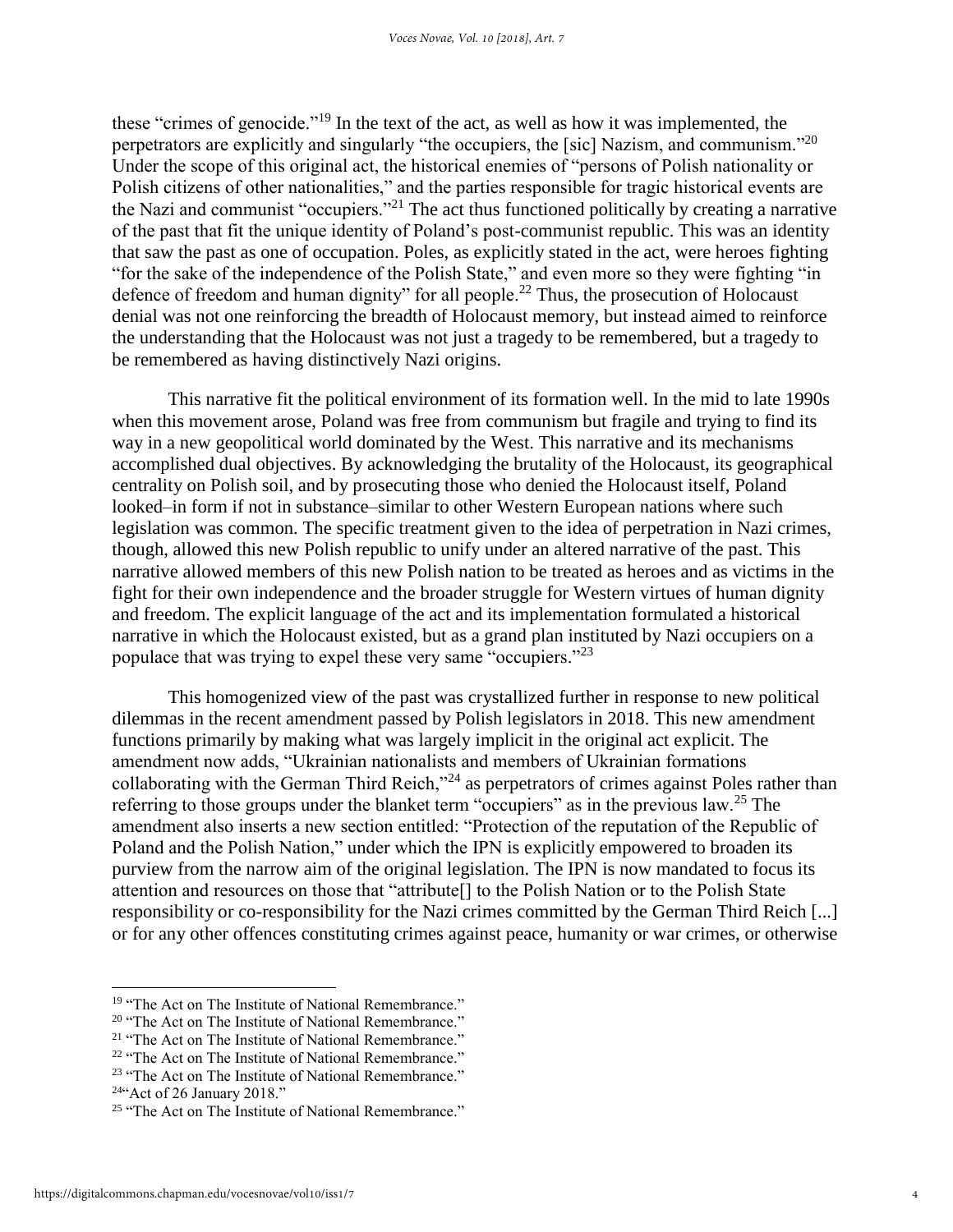these "crimes of genocide."[19] In the text of the act, as well as how it was implemented, the perpetrators are explicitly and singularly "the occupiers, the [sic] Nazism, and communism."[20] Under the scope of this original act, the historical enemies of "persons of Polish nationality or Polish citizens of other nationalities," and the parties responsible for tragic historical events are the Nazi and communist "occupiers."[21] The act thus functioned politically by creating a narrative of the past that fit the unique identity of Poland's post-communist republic. This was an identity that saw the past as one of occupation. Poles, as explicitly stated in the act, were heroes fighting "for the sake of the independence of the Polish State," and even more so they were fighting "in defence of freedom and human dignity" for all people.[22] Thus, the prosecution of Holocaust denial was not one reinforcing the breadth of Holocaust memory, but instead aimed to reinforce the understanding that the Holocaust was not just a tragedy to be remembered, but a tragedy to be remembered as having distinctively Nazi origins.

This narrative fit the political environment of its formation well. In the mid to late 1990s when this movement arose, Poland was free from communism but fragile and trying to find its way in a new geopolitical world dominated by the West. This narrative and its mechanisms accomplished dual objectives. By acknowledging the brutality of the Holocaust, its geographical centrality on Polish soil, and by prosecuting those who denied the Holocaust itself, Poland looked–in form if not in substance–similar to other Western European nations where such legislation was common. The specific treatment given to the idea of perpetration in Nazi crimes, though, allowed this new Polish republic to unify under an altered narrative of the past. This narrative allowed members of this new Polish nation to be treated as heroes and as victims in the fight for their own independence and the broader struggle for Western virtues of human dignity and freedom. The explicit language of the act and its implementation formulated a historical narrative in which the Holocaust existed, but as a grand plan instituted by Nazi occupiers on a populace that was trying to expel these very same "occupiers."[23]

This homogenized view of the past was crystallized further in response to new political dilemmas in the recent amendment passed by Polish legislators in 2018. This new amendment functions primarily by making what was largely implicit in the original act explicit. The amendment now adds, "Ukrainian nationalists and members of Ukrainian formations collaborating with the German Third Reich,"[24] as perpetrators of crimes against Poles rather than referring to those groups under the blanket term "occupiers" as in the previous law.[25] The amendment also inserts a new section entitled: "Protection of the reputation of the Republic of Poland and the Polish Nation," under which the IPN is explicitly empowered to broaden its purview from the narrow aim of the original legislation. The IPN is now mandated to focus its attention and resources on those that "attribute[] to the Polish Nation or to the Polish State responsibility or co-responsibility for the Nazi crimes committed by the German Third Reich [...] or for any other offences constituting crimes against peace, humanity or war crimes, or otherwise

---

[19] "The Act on The Institute of National Remembrance."

[20] "The Act on The Institute of National Remembrance."

[21] "The Act on The Institute of National Remembrance."

[22] "The Act on The Institute of National Remembrance."

[23] "The Act on The Institute of National Remembrance."

[24] "Act of 26 January 2018."

[25] "The Act on The Institute of National Remembrance."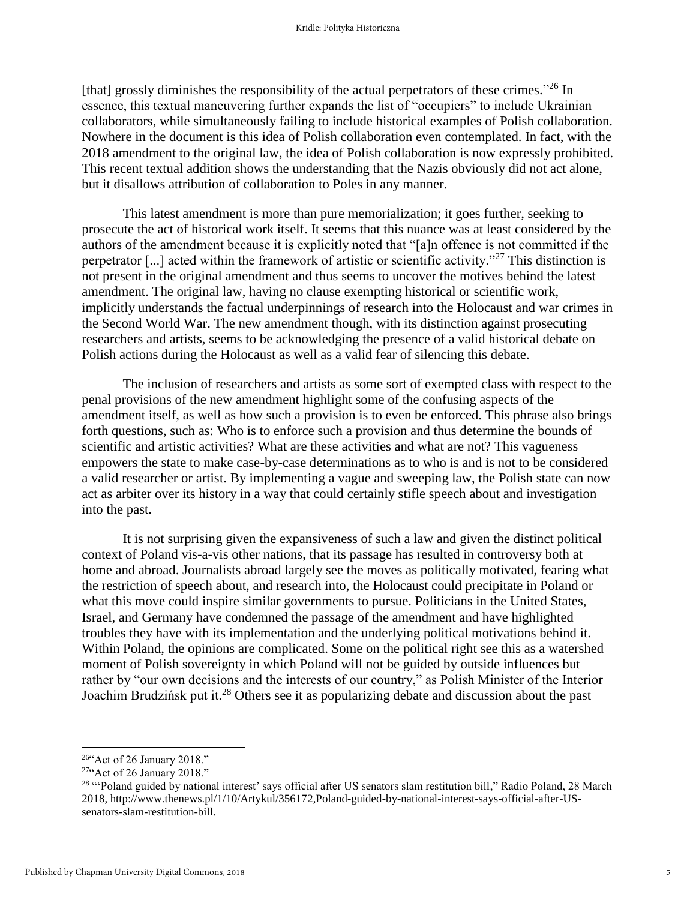[that] grossly diminishes the responsibility of the actual perpetrators of these crimes."[26] In essence, this textual maneuvering further expands the list of "occupiers" to include Ukrainian collaborators, while simultaneously failing to include historical examples of Polish collaboration. Nowhere in the document is this idea of Polish collaboration even contemplated. In fact, with the 2018 amendment to the original law, the idea of Polish collaboration is now expressly prohibited. This recent textual addition shows the understanding that the Nazis obviously did not act alone, but it disallows attribution of collaboration to Poles in any manner.

This latest amendment is more than pure memorialization; it goes further, seeking to prosecute the act of historical work itself. It seems that this nuance was at least considered by the authors of the amendment because it is explicitly noted that "[a]n offence is not committed if the perpetrator [...] acted within the framework of artistic or scientific activity."[27] This distinction is not present in the original amendment and thus seems to uncover the motives behind the latest amendment. The original law, having no clause exempting historical or scientific work, implicitly understands the factual underpinnings of research into the Holocaust and war crimes in the Second World War. The new amendment though, with its distinction against prosecuting researchers and artists, seems to be acknowledging the presence of a valid historical debate on Polish actions during the Holocaust as well as a valid fear of silencing this debate.

The inclusion of researchers and artists as some sort of exempted class with respect to the penal provisions of the new amendment highlight some of the confusing aspects of the amendment itself, as well as how such a provision is to even be enforced. This phrase also brings forth questions, such as: Who is to enforce such a provision and thus determine the bounds of scientific and artistic activities? What are these activities and what are not? This vagueness empowers the state to make case-by-case determinations as to who is and is not to be considered a valid researcher or artist. By implementing a vague and sweeping law, the Polish state can now act as arbiter over its history in a way that could certainly stifle speech about and investigation into the past.

It is not surprising given the expansiveness of such a law and given the distinct political context of Poland vis-a-vis other nations, that its passage has resulted in controversy both at home and abroad. Journalists abroad largely see the moves as politically motivated, fearing what the restriction of speech about, and research into, the Holocaust could precipitate in Poland or what this move could inspire similar governments to pursue. Politicians in the United States, Israel, and Germany have condemned the passage of the amendment and have highlighted troubles they have with its implementation and the underlying political motivations behind it. Within Poland, the opinions are complicated. Some on the political right see this as a watershed moment of Polish sovereignty in which Poland will not be guided by outside influences but rather by "our own decisions and the interests of our country," as Polish Minister of the Interior Joachim Brudzińsk put it.[28] Others see it as popularizing debate and discussion about the past

---

[26] "Act of 26 January 2018."

[27] "Act of 26 January 2018."

[28] "'Poland guided by national interest' says official after US senators slam restitution bill," Radio Poland, 28 March 2018, http://www.thenews.pl/1/10/Artykul/356172,Poland-guided-by-national-interest-says-official-after-US-senators-slam-restitution-bill.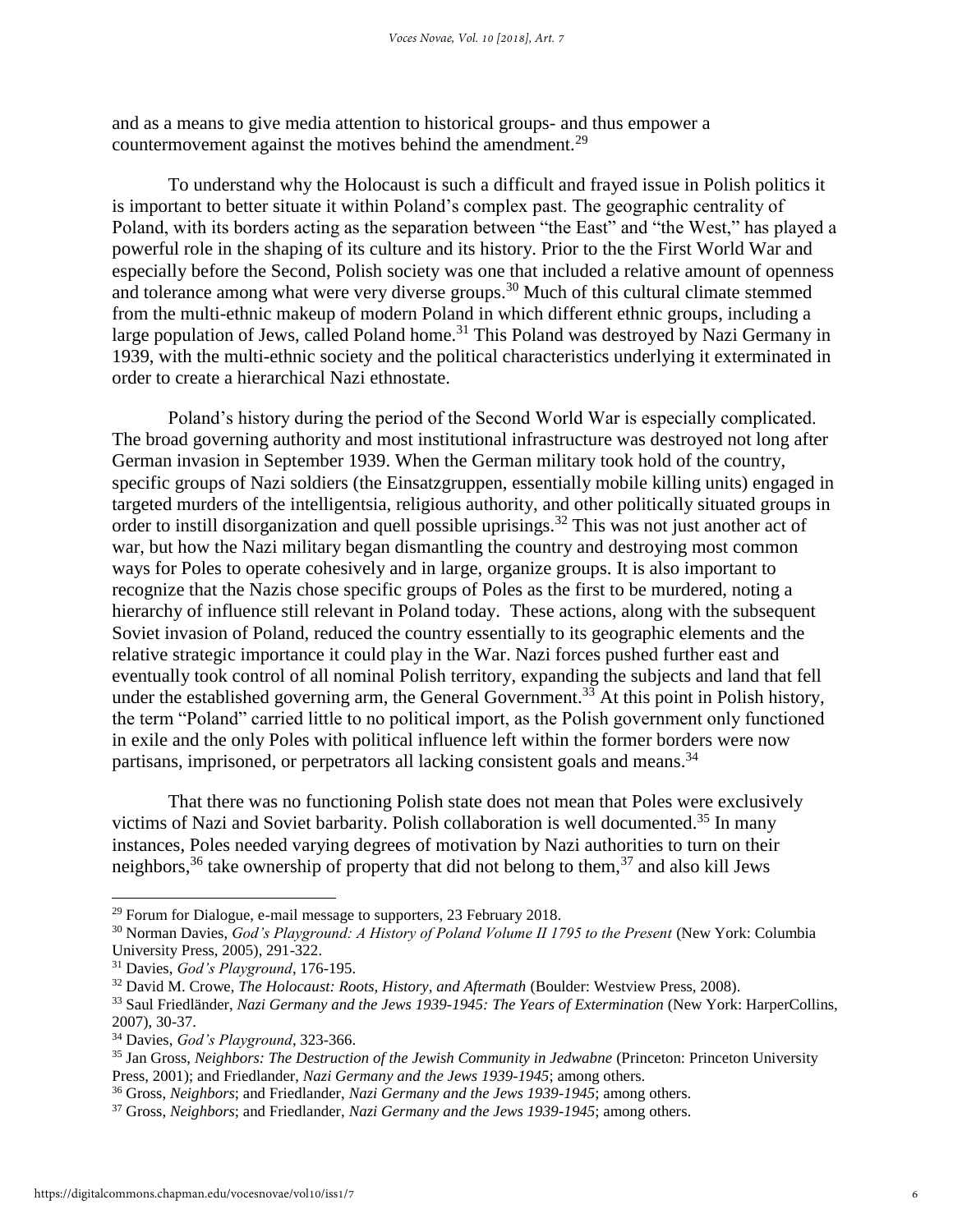and as a means to give media attention to historical groups- and thus empower a countermovement against the motives behind the amendment.[29]

To understand why the Holocaust is such a difficult and frayed issue in Polish politics it is important to better situate it within Poland's complex past. The geographic centrality of Poland, with its borders acting as the separation between "the East" and "the West," has played a powerful role in the shaping of its culture and its history. Prior to the the First World War and especially before the Second, Polish society was one that included a relative amount of openness and tolerance among what were very diverse groups.[30] Much of this cultural climate stemmed from the multi-ethnic makeup of modern Poland in which different ethnic groups, including a large population of Jews, called Poland home.[31] This Poland was destroyed by Nazi Germany in 1939, with the multi-ethnic society and the political characteristics underlying it exterminated in order to create a hierarchical Nazi ethnostate.

Poland's history during the period of the Second World War is especially complicated. The broad governing authority and most institutional infrastructure was destroyed not long after German invasion in September 1939. When the German military took hold of the country, specific groups of Nazi soldiers (the Einsatzgruppen, essentially mobile killing units) engaged in targeted murders of the intelligentsia, religious authority, and other politically situated groups in order to instill disorganization and quell possible uprisings.[32] This was not just another act of war, but how the Nazi military began dismantling the country and destroying most common ways for Poles to operate cohesively and in large, organize groups. It is also important to recognize that the Nazis chose specific groups of Poles as the first to be murdered, noting a hierarchy of influence still relevant in Poland today. These actions, along with the subsequent Soviet invasion of Poland, reduced the country essentially to its geographic elements and the relative strategic importance it could play in the War. Nazi forces pushed further east and eventually took control of all nominal Polish territory, expanding the subjects and land that fell under the established governing arm, the General Government.[33] At this point in Polish history, the term "Poland" carried little to no political import, as the Polish government only functioned in exile and the only Poles with political influence left within the former borders were now partisans, imprisoned, or perpetrators all lacking consistent goals and means.[34]

That there was no functioning Polish state does not mean that Poles were exclusively victims of Nazi and Soviet barbarity. Polish collaboration is well documented.[35] In many instances, Poles needed varying degrees of motivation by Nazi authorities to turn on their neighbors,[36] take ownership of property that did not belong to them,[37] and also kill Jews

---

[29] Forum for Dialogue, e-mail message to supporters, 23 February 2018.

[30] Norman Davies, *God's Playground: A History of Poland Volume II 1795 to the Present* (New York: Columbia University Press, 2005), 291-322.

[31] Davies, *God's Playground*, 176-195.

[32] David M. Crowe, *The Holocaust: Roots, History, and Aftermath* (Boulder: Westview Press, 2008).

[33] Saul Friedländer, *Nazi Germany and the Jews 1939-1945: The Years of Extermination* (New York: HarperCollins, 2007), 30-37.

[34] Davies, *God's Playground*, 323-366.

[35] Jan Gross, *Neighbors: The Destruction of the Jewish Community in Jedwabne* (Princeton: Princeton University Press, 2001); and Friedlander, *Nazi Germany and the Jews 1939-1945*; among others.

[36] Gross, *Neighbors*; and Friedlander, *Nazi Germany and the Jews 1939-1945*; among others.

[37] Gross, *Neighbors*; and Friedlander, *Nazi Germany and the Jews 1939-1945*; among others.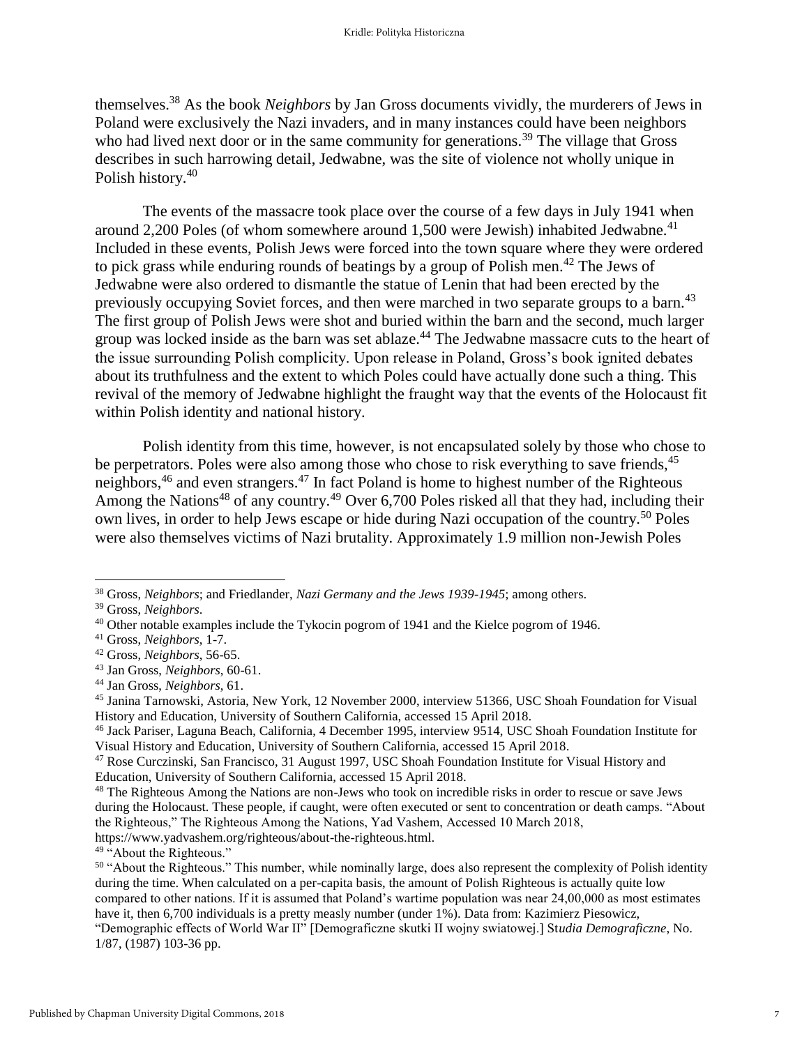themselves.[38] As the book *Neighbors* by Jan Gross documents vividly, the murderers of Jews in Poland were exclusively the Nazi invaders, and in many instances could have been neighbors who had lived next door or in the same community for generations.[39] The village that Gross describes in such harrowing detail, Jedwabne, was the site of violence not wholly unique in Polish history.[40]

The events of the massacre took place over the course of a few days in July 1941 when around 2,200 Poles (of whom somewhere around 1,500 were Jewish) inhabited Jedwabne.[41] Included in these events, Polish Jews were forced into the town square where they were ordered to pick grass while enduring rounds of beatings by a group of Polish men.[42] The Jews of Jedwabne were also ordered to dismantle the statue of Lenin that had been erected by the previously occupying Soviet forces, and then were marched in two separate groups to a barn.[43] The first group of Polish Jews were shot and buried within the barn and the second, much larger group was locked inside as the barn was set ablaze.[44] The Jedwabne massacre cuts to the heart of the issue surrounding Polish complicity. Upon release in Poland, Gross's book ignited debates about its truthfulness and the extent to which Poles could have actually done such a thing. This revival of the memory of Jedwabne highlight the fraught way that the events of the Holocaust fit within Polish identity and national history.

Polish identity from this time, however, is not encapsulated solely by those who chose to be perpetrators. Poles were also among those who chose to risk everything to save friends,[45] neighbors,[46] and even strangers.[47] In fact Poland is home to highest number of the Righteous Among the Nations[48] of any country.[49] Over 6,700 Poles risked all that they had, including their own lives, in order to help Jews escape or hide during Nazi occupation of the country.[50] Poles were also themselves victims of Nazi brutality. Approximately 1.9 million non-Jewish Poles

---

[38] Gross, *Neighbors*; and Friedlander, *Nazi Germany and the Jews 1939-1945*; among others.

[39] Gross, *Neighbors*.

[40] Other notable examples include the Tykocin pogrom of 1941 and the Kielce pogrom of 1946.

[41] Gross, *Neighbors*, 1-7.

[42] Gross, *Neighbors*, 56-65.

[43] Jan Gross, *Neighbors*, 60-61.

[44] Jan Gross, *Neighbors*, 61.

[45] Janina Tarnowski, Astoria, New York, 12 November 2000, interview 51366, USC Shoah Foundation for Visual History and Education, University of Southern California, accessed 15 April 2018.

[46] Jack Pariser, Laguna Beach, California, 4 December 1995, interview 9514, USC Shoah Foundation Institute for Visual History and Education, University of Southern California, accessed 15 April 2018.

[47] Rose Curczinski, San Francisco, 31 August 1997, USC Shoah Foundation Institute for Visual History and Education, University of Southern California, accessed 15 April 2018.

[48] The Righteous Among the Nations are non-Jews who took on incredible risks in order to rescue or save Jews during the Holocaust. These people, if caught, were often executed or sent to concentration or death camps. "About the Righteous," The Righteous Among the Nations, Yad Vashem, Accessed 10 March 2018, https://www.yadvashem.org/righteous/about-the-righteous.html.

[49] "About the Righteous."

[50] "About the Righteous." This number, while nominally large, does also represent the complexity of Polish identity during the time. When calculated on a per-capita basis, the amount of Polish Righteous is actually quite low compared to other nations. If it is assumed that Poland's wartime population was near 24,00,000 as most estimates have it, then 6,700 individuals is a pretty measly number (under 1%). Data from: Kazimierz Piesowicz, "Demographic effects of World War II" [Demograficzne skutki II wojny swiatowej.] St*udia Demograficzne*, No. 1/87, (1987) 103-36 pp.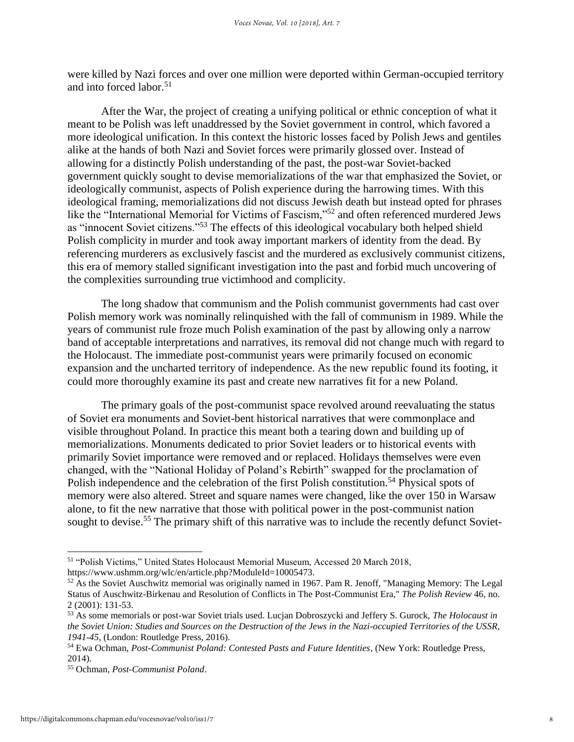were killed by Nazi forces and over one million were deported within German-occupied territory and into forced labor.[51]

After the War, the project of creating a unifying political or ethnic conception of what it meant to be Polish was left unaddressed by the Soviet government in control, which favored a more ideological unification. In this context the historic losses faced by Polish Jews and gentiles alike at the hands of both Nazi and Soviet forces were primarily glossed over. Instead of allowing for a distinctly Polish understanding of the past, the post-war Soviet-backed government quickly sought to devise memorializations of the war that emphasized the Soviet, or ideologically communist, aspects of Polish experience during the harrowing times. With this ideological framing, memorializations did not discuss Jewish death but instead opted for phrases like the "International Memorial for Victims of Fascism,"[52] and often referenced murdered Jews as "innocent Soviet citizens."[53] The effects of this ideological vocabulary both helped shield Polish complicity in murder and took away important markers of identity from the dead. By referencing murderers as exclusively fascist and the murdered as exclusively communist citizens, this era of memory stalled significant investigation into the past and forbid much uncovering of the complexities surrounding true victimhood and complicity.

The long shadow that communism and the Polish communist governments had cast over Polish memory work was nominally relinquished with the fall of communism in 1989. While the years of communist rule froze much Polish examination of the past by allowing only a narrow band of acceptable interpretations and narratives, its removal did not change much with regard to the Holocaust. The immediate post-communist years were primarily focused on economic expansion and the uncharted territory of independence. As the new republic found its footing, it could more thoroughly examine its past and create new narratives fit for a new Poland.

The primary goals of the post-communist space revolved around reevaluating the status of Soviet era monuments and Soviet-bent historical narratives that were commonplace and visible throughout Poland. In practice this meant both a tearing down and building up of memorializations. Monuments dedicated to prior Soviet leaders or to historical events with primarily Soviet importance were removed and or replaced. Holidays themselves were even changed, with the "National Holiday of Poland's Rebirth" swapped for the proclamation of Polish independence and the celebration of the first Polish constitution.[54] Physical spots of memory were also altered. Street and square names were changed, like the over 150 in Warsaw alone, to fit the new narrative that those with political power in the post-communist nation sought to devise.[55] The primary shift of this narrative was to include the recently defunct Soviet-

---

[51] "Polish Victims," United States Holocaust Memorial Museum, Accessed 20 March 2018, https://www.ushmm.org/wlc/en/article.php?ModuleId=10005473.

[52] As the Soviet Auschwitz memorial was originally named in 1967. Pam R. Jenoff, "Managing Memory: The Legal Status of Auschwitz-Birkenau and Resolution of Conflicts in The Post-Communist Era," *The Polish Review* 46, no. 2 (2001): 131-53.

[53] As some memorials or post-war Soviet trials used. Lucjan Dobroszycki and Jeffery S. Gurock, *The Holocaust in the Soviet Union: Studies and Sources on the Destruction of the Jews in the Nazi-occupied Territories of the USSR, 1941-45*, (London: Routledge Press, 2016).

[54] Ewa Ochman, *Post-Communist Poland: Contested Pasts and Future Identities*, (New York: Routledge Press, 2014).

[55] Ochman, *Post-Communist Poland*.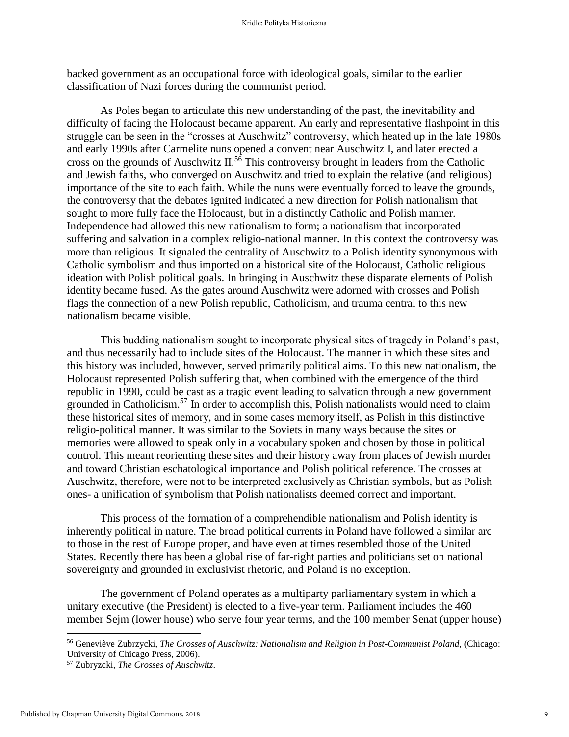backed government as an occupational force with ideological goals, similar to the earlier classification of Nazi forces during the communist period.

As Poles began to articulate this new understanding of the past, the inevitability and difficulty of facing the Holocaust became apparent. An early and representative flashpoint in this struggle can be seen in the "crosses at Auschwitz" controversy, which heated up in the late 1980s and early 1990s after Carmelite nuns opened a convent near Auschwitz I, and later erected a cross on the grounds of Auschwitz II.[56] This controversy brought in leaders from the Catholic and Jewish faiths, who converged on Auschwitz and tried to explain the relative (and religious) importance of the site to each faith. While the nuns were eventually forced to leave the grounds, the controversy that the debates ignited indicated a new direction for Polish nationalism that sought to more fully face the Holocaust, but in a distinctly Catholic and Polish manner. Independence had allowed this new nationalism to form; a nationalism that incorporated suffering and salvation in a complex religio-national manner. In this context the controversy was more than religious. It signaled the centrality of Auschwitz to a Polish identity synonymous with Catholic symbolism and thus imported on a historical site of the Holocaust, Catholic religious ideation with Polish political goals. In bringing in Auschwitz these disparate elements of Polish identity became fused. As the gates around Auschwitz were adorned with crosses and Polish flags the connection of a new Polish republic, Catholicism, and trauma central to this new nationalism became visible.

This budding nationalism sought to incorporate physical sites of tragedy in Poland's past, and thus necessarily had to include sites of the Holocaust. The manner in which these sites and this history was included, however, served primarily political aims. To this new nationalism, the Holocaust represented Polish suffering that, when combined with the emergence of the third republic in 1990, could be cast as a tragic event leading to salvation through a new government grounded in Catholicism.[57] In order to accomplish this, Polish nationalists would need to claim these historical sites of memory, and in some cases memory itself, as Polish in this distinctive religio-political manner. It was similar to the Soviets in many ways because the sites or memories were allowed to speak only in a vocabulary spoken and chosen by those in political control. This meant reorienting these sites and their history away from places of Jewish murder and toward Christian eschatological importance and Polish political reference. The crosses at Auschwitz, therefore, were not to be interpreted exclusively as Christian symbols, but as Polish ones- a unification of symbolism that Polish nationalists deemed correct and important.

This process of the formation of a comprehendible nationalism and Polish identity is inherently political in nature. The broad political currents in Poland have followed a similar arc to those in the rest of Europe proper, and have even at times resembled those of the United States. Recently there has been a global rise of far-right parties and politicians set on national sovereignty and grounded in exclusivist rhetoric, and Poland is no exception.

The government of Poland operates as a multiparty parliamentary system in which a unitary executive (the President) is elected to a five-year term. Parliament includes the 460 member Sejm (lower house) who serve four year terms, and the 100 member Senat (upper house)

---

[56] Geneviève Zubrzycki, *The Crosses of Auschwitz: Nationalism and Religion in Post-Communist Poland*, (Chicago: University of Chicago Press, 2006).

[57] Zubryzcki, *The Crosses of Auschwitz*.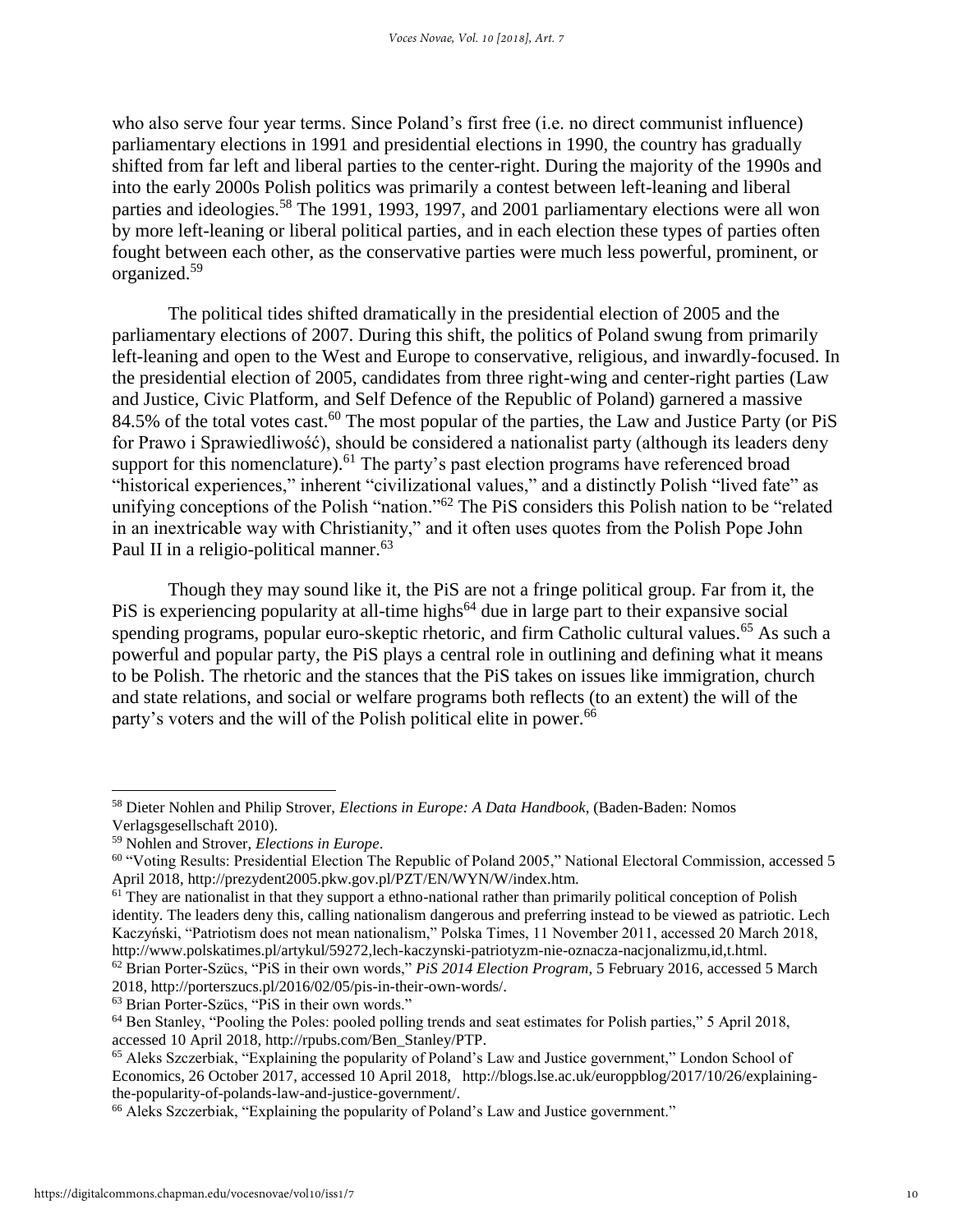who also serve four year terms. Since Poland's first free (i.e. no direct communist influence) parliamentary elections in 1991 and presidential elections in 1990, the country has gradually shifted from far left and liberal parties to the center-right. During the majority of the 1990s and into the early 2000s Polish politics was primarily a contest between left-leaning and liberal parties and ideologies.[58] The 1991, 1993, 1997, and 2001 parliamentary elections were all won by more left-leaning or liberal political parties, and in each election these types of parties often fought between each other, as the conservative parties were much less powerful, prominent, or organized.[59]

The political tides shifted dramatically in the presidential election of 2005 and the parliamentary elections of 2007. During this shift, the politics of Poland swung from primarily left-leaning and open to the West and Europe to conservative, religious, and inwardly-focused. In the presidential election of 2005, candidates from three right-wing and center-right parties (Law and Justice, Civic Platform, and Self Defence of the Republic of Poland) garnered a massive 84.5% of the total votes cast.[60] The most popular of the parties, the Law and Justice Party (or PiS for Prawo i Sprawiedliwość), should be considered a nationalist party (although its leaders deny support for this nomenclature).[61] The party's past election programs have referenced broad "historical experiences," inherent "civilizational values," and a distinctly Polish "lived fate" as unifying conceptions of the Polish "nation."[62] The PiS considers this Polish nation to be "related in an inextricable way with Christianity," and it often uses quotes from the Polish Pope John Paul II in a religio-political manner.[63]

Though they may sound like it, the PiS are not a fringe political group. Far from it, the PiS is experiencing popularity at all-time highs[64] due in large part to their expansive social spending programs, popular euro-skeptic rhetoric, and firm Catholic cultural values.[65] As such a powerful and popular party, the PiS plays a central role in outlining and defining what it means to be Polish. The rhetoric and the stances that the PiS takes on issues like immigration, church and state relations, and social or welfare programs both reflects (to an extent) the will of the party's voters and the will of the Polish political elite in power.[66]

---

[58] Dieter Nohlen and Philip Strover, *Elections in Europe: A Data Handbook*, (Baden-Baden: Nomos Verlagsgesellschaft 2010).

[59] Nohlen and Strover, *Elections in Europe*.

[60] "Voting Results: Presidential Election The Republic of Poland 2005," National Electoral Commission, accessed 5 April 2018, http://prezydent2005.pkw.gov.pl/PZT/EN/WYN/W/index.htm.

[61] They are nationalist in that they support a ethno-national rather than primarily political conception of Polish identity. The leaders deny this, calling nationalism dangerous and preferring instead to be viewed as patriotic. Lech Kaczyński, "Patriotism does not mean nationalism," Polska Times, 11 November 2011, accessed 20 March 2018, http://www.polskatimes.pl/artykul/59272,lech-kaczynski-patriotyzm-nie-oznacza-nacjonalizmu,id,t.html.

[62] Brian Porter-Szücs, "PiS in their own words," *PiS 2014 Election Program*, 5 February 2016, accessed 5 March 2018, http://porterszucs.pl/2016/02/05/pis-in-their-own-words/.

[63] Brian Porter-Szücs, "PiS in their own words."

[64] Ben Stanley, "Pooling the Poles: pooled polling trends and seat estimates for Polish parties," 5 April 2018, accessed 10 April 2018, http://rpubs.com/Ben_Stanley/PTP.

[65] Aleks Szczerbiak, "Explaining the popularity of Poland's Law and Justice government," London School of Economics, 26 October 2017, accessed 10 April 2018, http://blogs.lse.ac.uk/europpblog/2017/10/26/explaining-the-popularity-of-polands-law-and-justice-government/.

[66] Aleks Szczerbiak, "Explaining the popularity of Poland's Law and Justice government."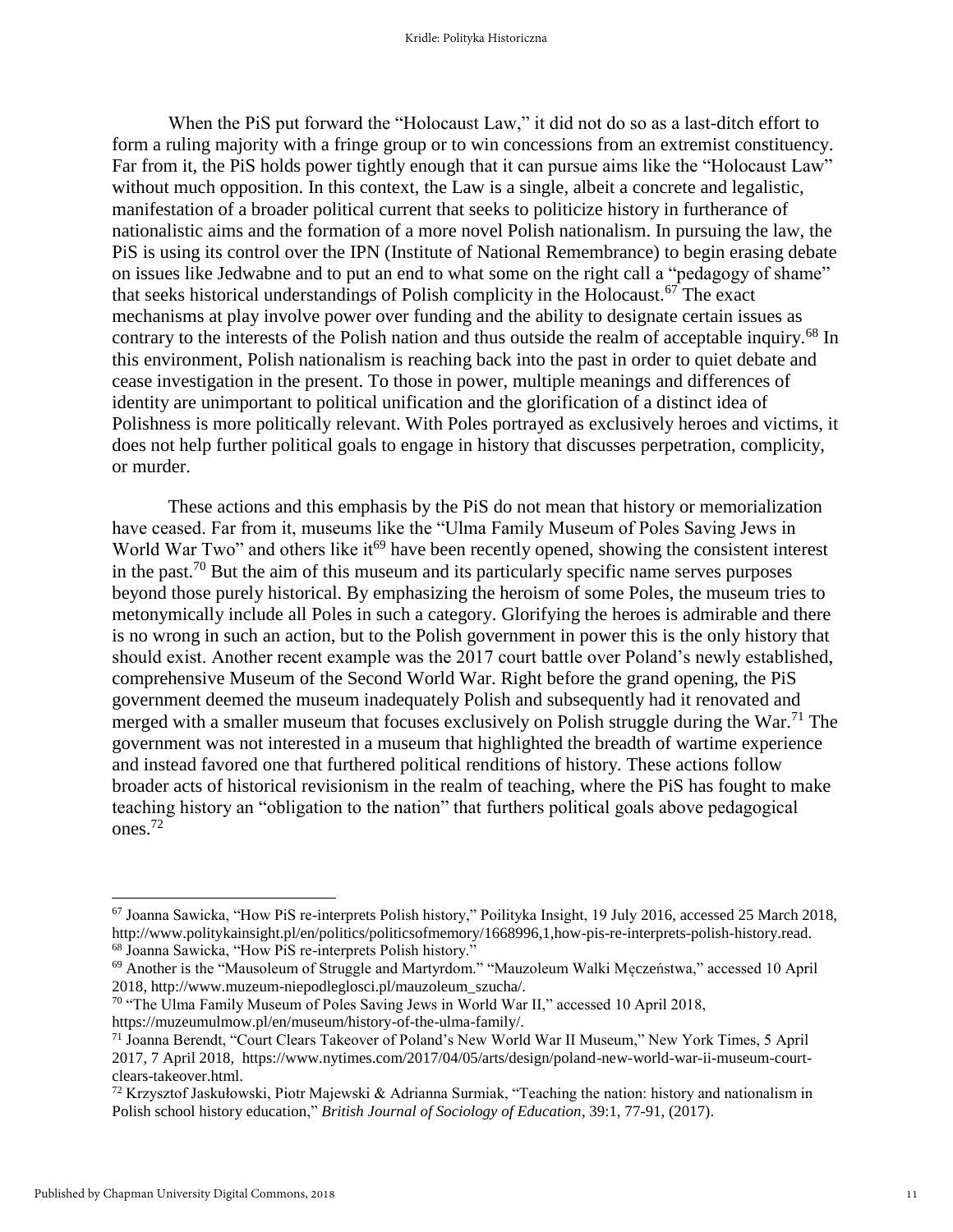When the PiS put forward the "Holocaust Law," it did not do so as a last-ditch effort to form a ruling majority with a fringe group or to win concessions from an extremist constituency. Far from it, the PiS holds power tightly enough that it can pursue aims like the "Holocaust Law" without much opposition. In this context, the Law is a single, albeit a concrete and legalistic, manifestation of a broader political current that seeks to politicize history in furtherance of nationalistic aims and the formation of a more novel Polish nationalism. In pursuing the law, the PiS is using its control over the IPN (Institute of National Remembrance) to begin erasing debate on issues like Jedwabne and to put an end to what some on the right call a "pedagogy of shame" that seeks historical understandings of Polish complicity in the Holocaust.[67] The exact mechanisms at play involve power over funding and the ability to designate certain issues as contrary to the interests of the Polish nation and thus outside the realm of acceptable inquiry.[68] In this environment, Polish nationalism is reaching back into the past in order to quiet debate and cease investigation in the present. To those in power, multiple meanings and differences of identity are unimportant to political unification and the glorification of a distinct idea of Polishness is more politically relevant. With Poles portrayed as exclusively heroes and victims, it does not help further political goals to engage in history that discusses perpetration, complicity, or murder.

These actions and this emphasis by the PiS do not mean that history or memorialization have ceased. Far from it, museums like the "Ulma Family Museum of Poles Saving Jews in World War Two" and others like it[69] have been recently opened, showing the consistent interest in the past.[70] But the aim of this museum and its particularly specific name serves purposes beyond those purely historical. By emphasizing the heroism of some Poles, the museum tries to metonymically include all Poles in such a category. Glorifying the heroes is admirable and there is no wrong in such an action, but to the Polish government in power this is the only history that should exist. Another recent example was the 2017 court battle over Poland's newly established, comprehensive Museum of the Second World War. Right before the grand opening, the PiS government deemed the museum inadequately Polish and subsequently had it renovated and merged with a smaller museum that focuses exclusively on Polish struggle during the War.[71] The government was not interested in a museum that highlighted the breadth of wartime experience and instead favored one that furthered political renditions of history. These actions follow broader acts of historical revisionism in the realm of teaching, where the PiS has fought to make teaching history an "obligation to the nation" that furthers political goals above pedagogical ones.[72]

---

[67] Joanna Sawicka, "How PiS re-interprets Polish history," Poilityka Insight, 19 July 2016, accessed 25 March 2018, http://www.politykainsight.pl/en/politics/politicsofmemory/1668996,1,how-pis-re-interprets-polish-history.read.

[68] Joanna Sawicka, "How PiS re-interprets Polish history."

[69] Another is the "Mausoleum of Struggle and Martyrdom." "Mauzoleum Walki Męczeństwa," accessed 10 April 2018, http://www.muzeum-niepodleglosci.pl/mauzoleum_szucha/.

[70] "The Ulma Family Museum of Poles Saving Jews in World War II," accessed 10 April 2018, https://muzeumulmow.pl/en/museum/history-of-the-ulma-family/.

[71] Joanna Berendt, "Court Clears Takeover of Poland's New World War II Museum," New York Times, 5 April 2017, 7 April 2018, https://www.nytimes.com/2017/04/05/arts/design/poland-new-world-war-ii-museum-court-clears-takeover.html.

[72] Krzysztof Jaskułowski, Piotr Majewski & Adrianna Surmiak, "Teaching the nation: history and nationalism in Polish school history education," *British Journal of Sociology of Education*, 39:1, 77-91, (2017).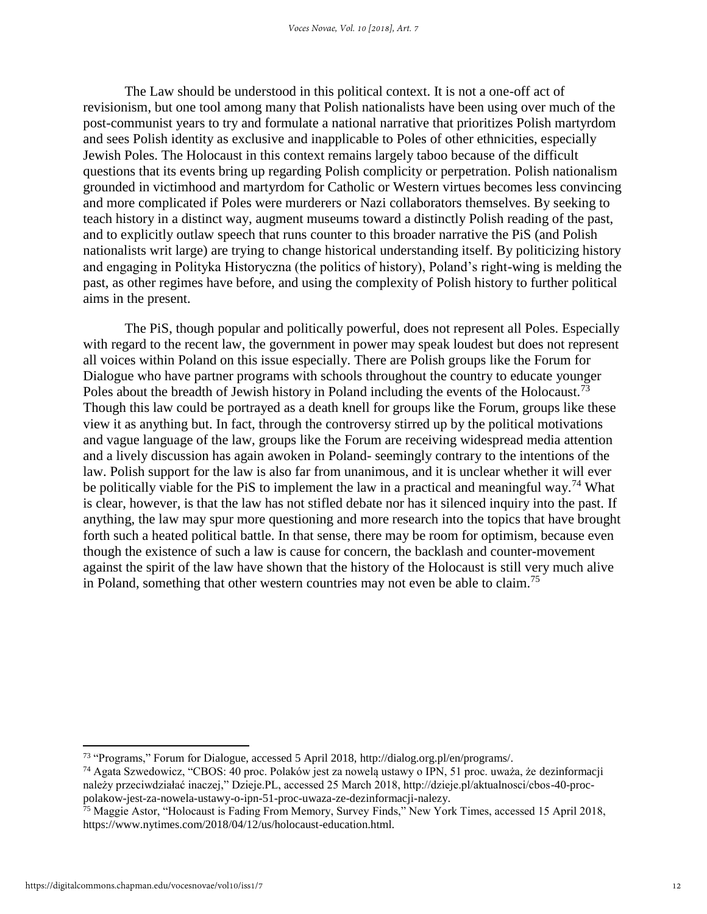The Law should be understood in this political context. It is not a one-off act of revisionism, but one tool among many that Polish nationalists have been using over much of the post-communist years to try and formulate a national narrative that prioritizes Polish martyrdom and sees Polish identity as exclusive and inapplicable to Poles of other ethnicities, especially Jewish Poles. The Holocaust in this context remains largely taboo because of the difficult questions that its events bring up regarding Polish complicity or perpetration. Polish nationalism grounded in victimhood and martyrdom for Catholic or Western virtues becomes less convincing and more complicated if Poles were murderers or Nazi collaborators themselves. By seeking to teach history in a distinct way, augment museums toward a distinctly Polish reading of the past, and to explicitly outlaw speech that runs counter to this broader narrative the PiS (and Polish nationalists writ large) are trying to change historical understanding itself. By politicizing history and engaging in Polityka Historyczna (the politics of history), Poland's right-wing is melding the past, as other regimes have before, and using the complexity of Polish history to further political aims in the present.

The PiS, though popular and politically powerful, does not represent all Poles. Especially with regard to the recent law, the government in power may speak loudest but does not represent all voices within Poland on this issue especially. There are Polish groups like the Forum for Dialogue who have partner programs with schools throughout the country to educate younger Poles about the breadth of Jewish history in Poland including the events of the Holocaust.[73] Though this law could be portrayed as a death knell for groups like the Forum, groups like these view it as anything but. In fact, through the controversy stirred up by the political motivations and vague language of the law, groups like the Forum are receiving widespread media attention and a lively discussion has again awoken in Poland- seemingly contrary to the intentions of the law. Polish support for the law is also far from unanimous, and it is unclear whether it will ever be politically viable for the PiS to implement the law in a practical and meaningful way.[74] What is clear, however, is that the law has not stifled debate nor has it silenced inquiry into the past. If anything, the law may spur more questioning and more research into the topics that have brought forth such a heated political battle. In that sense, there may be room for optimism, because even though the existence of such a law is cause for concern, the backlash and counter-movement against the spirit of the law have shown that the history of the Holocaust is still very much alive in Poland, something that other western countries may not even be able to claim.[75]

---

[73] "Programs," Forum for Dialogue, accessed 5 April 2018, http://dialog.org.pl/en/programs/.

[74] Agata Szwedowicz, "CBOS: 40 proc. Polaków jest za nowelą ustawy o IPN, 51 proc. uważa, że dezinformacji należy przeciwdziałać inaczej," Dzieje.PL, accessed 25 March 2018, http://dzieje.pl/aktualnosci/cbos-40-proc-polakow-jest-za-nowela-ustawy-o-ipn-51-proc-uwaza-ze-dezinformacji-nalezy.

[75] Maggie Astor, "Holocaust is Fading From Memory, Survey Finds," New York Times, accessed 15 April 2018, https://www.nytimes.com/2018/04/12/us/holocaust-education.html.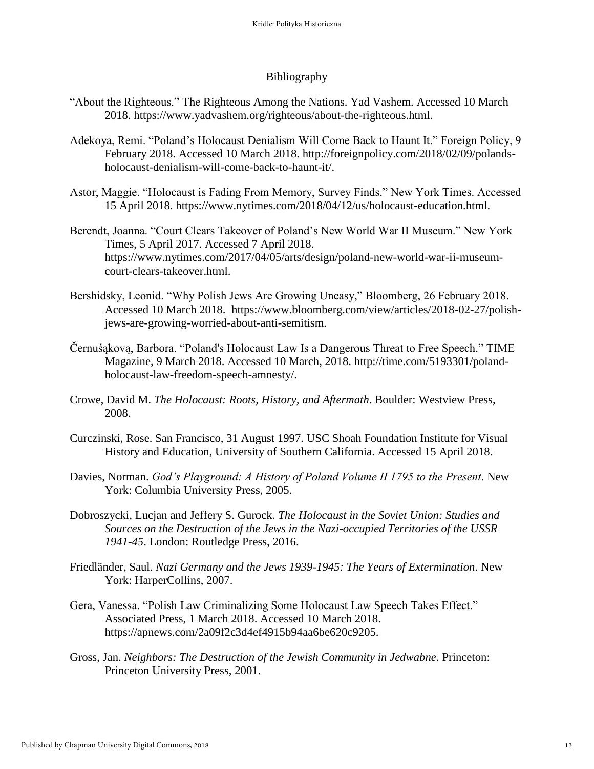# Bibliography

"About the Righteous." The Righteous Among the Nations. Yad Vashem. Accessed 10 March 2018. https://www.yadvashem.org/righteous/about-the-righteous.html.

Adekoya, Remi. "Poland's Holocaust Denialism Will Come Back to Haunt It." Foreign Policy, 9 February 2018. Accessed 10 March 2018. http://foreignpolicy.com/2018/02/09/polands-holocaust-denialism-will-come-back-to-haunt-it/.

Astor, Maggie. "Holocaust is Fading From Memory, Survey Finds." New York Times. Accessed 15 April 2018. https://www.nytimes.com/2018/04/12/us/holocaust-education.html.

Berendt, Joanna. "Court Clears Takeover of Poland's New World War II Museum." New York Times, 5 April 2017. Accessed 7 April 2018. https://www.nytimes.com/2017/04/05/arts/design/poland-new-world-war-ii-museum-court-clears-takeover.html.

Bershidsky, Leonid. "Why Polish Jews Are Growing Uneasy," Bloomberg, 26 February 2018. Accessed 10 March 2018. https://www.bloomberg.com/view/articles/2018-02-27/polish-jews-are-growing-worried-about-anti-semitism.

Černuśąkovą, Barbora. "Poland's Holocaust Law Is a Dangerous Threat to Free Speech." TIME Magazine, 9 March 2018. Accessed 10 March, 2018. http://time.com/5193301/poland-holocaust-law-freedom-speech-amnesty/.

Crowe, David M. *The Holocaust: Roots, History, and Aftermath*. Boulder: Westview Press, 2008.

Curczinski, Rose. San Francisco, 31 August 1997. USC Shoah Foundation Institute for Visual History and Education, University of Southern California. Accessed 15 April 2018.

Davies, Norman. *God's Playground: A History of Poland Volume II 1795 to the Present*. New York: Columbia University Press, 2005.

Dobroszycki, Lucjan and Jeffery S. Gurock. *The Holocaust in the Soviet Union: Studies and Sources on the Destruction of the Jews in the Nazi-occupied Territories of the USSR 1941-45*. London: Routledge Press, 2016.

Friedländer, Saul. *Nazi Germany and the Jews 1939-1945: The Years of Extermination*. New York: HarperCollins, 2007.

Gera, Vanessa. "Polish Law Criminalizing Some Holocaust Law Speech Takes Effect." Associated Press, 1 March 2018. Accessed 10 March 2018. https://apnews.com/2a09f2c3d4ef4915b94aa6be620c9205.

Gross, Jan. *Neighbors: The Destruction of the Jewish Community in Jedwabne*. Princeton: Princeton University Press, 2001.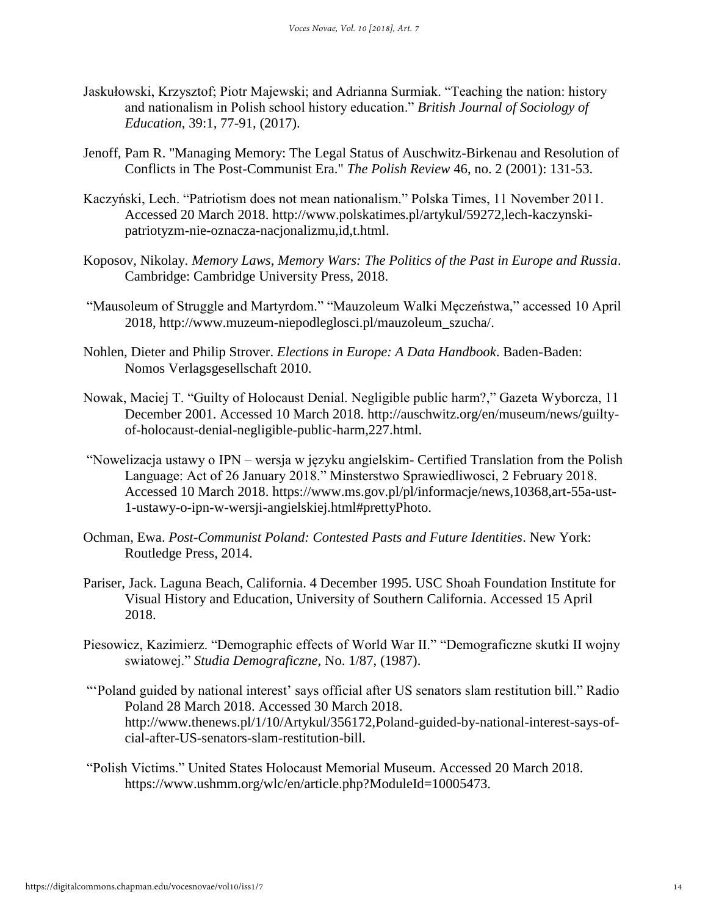Jaskułowski, Krzysztof; Piotr Majewski; and Adrianna Surmiak. "Teaching the nation: history and nationalism in Polish school history education." *British Journal of Sociology of Education*, 39:1, 77-91, (2017).

Jenoff, Pam R. "Managing Memory: The Legal Status of Auschwitz-Birkenau and Resolution of Conflicts in The Post-Communist Era." *The Polish Review* 46, no. 2 (2001): 131-53.

Kaczyński, Lech. "Patriotism does not mean nationalism." Polska Times, 11 November 2011. Accessed 20 March 2018. http://www.polskatimes.pl/artykul/59272,lech-kaczynski-patriotyzm-nie-oznacza-nacjonalizmu,id,t.html.

Koposov, Nikolay. *Memory Laws, Memory Wars: The Politics of the Past in Europe and Russia*. Cambridge: Cambridge University Press, 2018.

"Mausoleum of Struggle and Martyrdom." "Mauzoleum Walki Męczeństwa," accessed 10 April 2018, http://www.muzeum-niepodleglosci.pl/mauzoleum_szucha/.

Nohlen, Dieter and Philip Strover. *Elections in Europe: A Data Handbook*. Baden-Baden: Nomos Verlagsgesellschaft 2010.

Nowak, Maciej T. "Guilty of Holocaust Denial. Negligible public harm?," Gazeta Wyborcza, 11 December 2001. Accessed 10 March 2018. http://auschwitz.org/en/museum/news/guilty-of-holocaust-denial-negligible-public-harm,227.html.

"Nowelizacja ustawy o IPN – wersja w języku angielskim- Certified Translation from the Polish Language: Act of 26 January 2018." Minsterstwo Sprawiedliwosci, 2 February 2018. Accessed 10 March 2018. https://www.ms.gov.pl/pl/informacje/news,10368,art-55a-ust-1-ustawy-o-ipn-w-wersji-angielskiej.html#prettyPhoto.

Ochman, Ewa. *Post-Communist Poland: Contested Pasts and Future Identities*. New York: Routledge Press, 2014.

Pariser, Jack. Laguna Beach, California. 4 December 1995. USC Shoah Foundation Institute for Visual History and Education, University of Southern California. Accessed 15 April 2018.

Piesowicz, Kazimierz. "Demographic effects of World War II." "Demograficzne skutki II wojny swiatowej." *Studia Demograficzne*, No. 1/87, (1987).

"'Poland guided by national interest' says official after US senators slam restitution bill." Radio Poland 28 March 2018. Accessed 30 March 2018. http://www.thenews.pl/1/10/Artykul/356172,Poland-guided-by-national-interest-says-of-cial-after-US-senators-slam-restitution-bill.

"Polish Victims." United States Holocaust Memorial Museum. Accessed 20 March 2018. https://www.ushmm.org/wlc/en/article.php?ModuleId=10005473.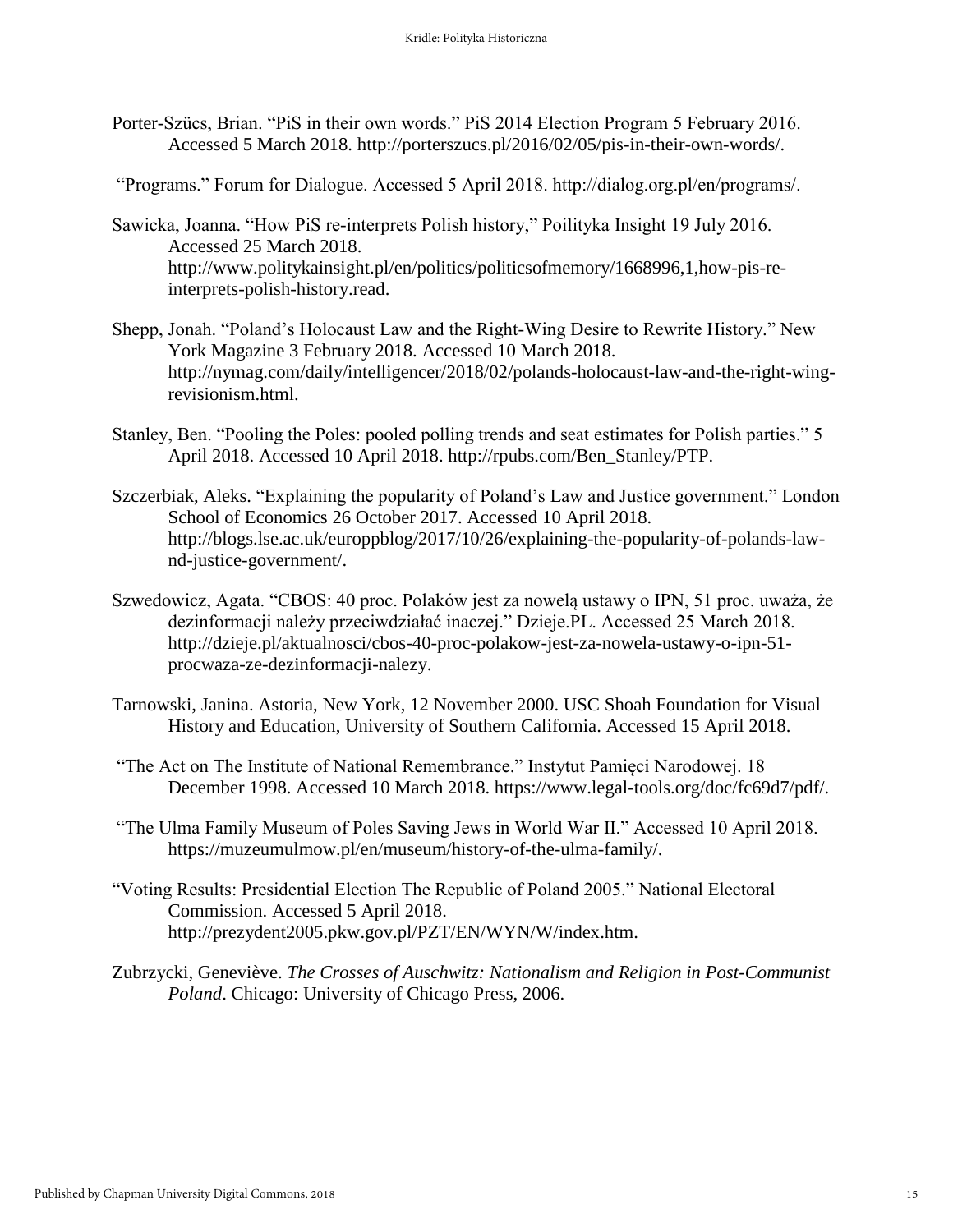Porter-Szücs, Brian. "PiS in their own words." PiS 2014 Election Program 5 February 2016. Accessed 5 March 2018. http://porterszucs.pl/2016/02/05/pis-in-their-own-words/.

"Programs." Forum for Dialogue. Accessed 5 April 2018. http://dialog.org.pl/en/programs/.

Sawicka, Joanna. "How PiS re-interprets Polish history," Poilityka Insight 19 July 2016. Accessed 25 March 2018. http://www.politykainsight.pl/en/politics/politicsofmemory/1668996,1,how-pis-re-interprets-polish-history.read.

Shepp, Jonah. "Poland's Holocaust Law and the Right-Wing Desire to Rewrite History." New York Magazine 3 February 2018. Accessed 10 March 2018. http://nymag.com/daily/intelligencer/2018/02/polands-holocaust-law-and-the-right-wing-revisionism.html.

Stanley, Ben. "Pooling the Poles: pooled polling trends and seat estimates for Polish parties." 5 April 2018. Accessed 10 April 2018. http://rpubs.com/Ben_Stanley/PTP.

Szczerbiak, Aleks. "Explaining the popularity of Poland's Law and Justice government." London School of Economics 26 October 2017. Accessed 10 April 2018. http://blogs.lse.ac.uk/europpblog/2017/10/26/explaining-the-popularity-of-polands-law-nd-justice-government/.

Szwedowicz, Agata. "CBOS: 40 proc. Polaków jest za nowelą ustawy o IPN, 51 proc. uważa, że dezinformacji należy przeciwdziałać inaczej." Dzieje.PL. Accessed 25 March 2018. http://dzieje.pl/aktualnosci/cbos-40-proc-polakow-jest-za-nowela-ustawy-o-ipn-51-procwaza-ze-dezinformacji-nalezy.

Tarnowski, Janina. Astoria, New York, 12 November 2000. USC Shoah Foundation for Visual History and Education, University of Southern California. Accessed 15 April 2018.

"The Act on The Institute of National Remembrance." Instytut Pamięci Narodowej. 18 December 1998. Accessed 10 March 2018. https://www.legal-tools.org/doc/fc69d7/pdf/.

"The Ulma Family Museum of Poles Saving Jews in World War II." Accessed 10 April 2018. https://muzeumulmow.pl/en/museum/history-of-the-ulma-family/.

"Voting Results: Presidential Election The Republic of Poland 2005." National Electoral Commission. Accessed 5 April 2018. http://prezydent2005.pkw.gov.pl/PZT/EN/WYN/W/index.htm.

Zubrzycki, Geneviève. *The Crosses of Auschwitz: Nationalism and Religion in Post-Communist Poland*. Chicago: University of Chicago Press, 2006.